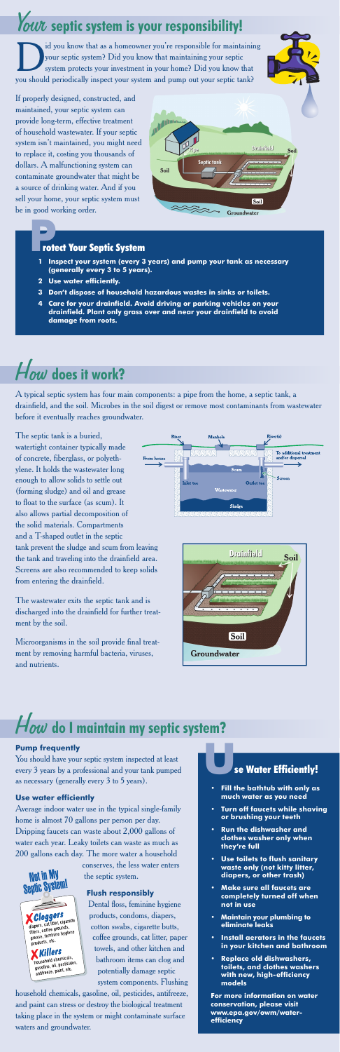# *Your* septic system is your responsibility!

Did you know that as a homeowner you're responsible for maintaining your septic system? Did you know that maintaining your septic system protects your investment in your home? Did you know that you should periodically inspect your system and pump out your septic tank?

If properly designed, constructed, and maintained, your septic system can provide long-term, effective treatment of household wastewater. If your septic system isn't maintained, you might need to replace it, costing you thousands of dollars. A malfunctioning system can contaminate groundwater that might be a source of drinking water. And if you sell your home, your septic system must be in good working order.

## Protect Your Septic System

1. **Inspect your system (every 3 years) and pump your tank as necessary (generally every 3 to 5 years).**
2. **Use water efficiently.**
3. **Don't dispose of household hazardous wastes in sinks or toilets.**
4. **Care for your drainfield. Avoid driving or parking vehicles on your drainfield. Plant only grass over and near your drainfield to avoid damage from roots.**

# *How* does it work?

A typical septic system has four main components: a pipe from the home, a septic tank, a drainfield, and the soil. Microbes in the soil digest or remove most contaminants from wastewater before it eventually reaches groundwater.

The septic tank is a buried, watertight container typically made of concrete, fiberglass, or polyethylene. It holds the wastewater long enough to allow solids to settle out (forming sludge) and oil and grease to float to the surface (as scum). It also allows partial decomposition of the solid materials. Compartments and a T-shaped outlet in the septic tank prevent the sludge and scum from leaving the tank and traveling into the drainfield area. Screens are also recommended to keep solids from entering the drainfield.

The wastewater exits the septic tank and is discharged into the drainfield for further treatment by the soil.

Microorganisms in the soil provide final treatment by removing harmful bacteria, viruses, and nutrients.

# *How* do I maintain my septic system?

### Pump frequently

You should have your septic system inspected at least every 3 years by a professional and your tank pumped as necessary (generally every 3 to 5 years).

### Use water efficiently

Average indoor water use in the typical single-family home is almost 70 gallons per person per day. Dripping faucets can waste about 2,000 gallons of water each year. Leaky toilets can waste as much as 200 gallons each day. The more water a household conserves, the less water enters the septic system.

### Flush responsibly

Dental floss, feminine hygiene products, condoms, diapers, cotton swabs, cigarette butts, coffee grounds, cat litter, paper towels, and other kitchen and bathroom items can clog and potentially damage septic system components. Flushing household chemicals, gasoline, oil, pesticides, antifreeze, and paint can stress or destroy the biological treatment taking place in the system or might contaminate surface waters and groundwater.

**Not in My Septic System!**

**Cloggers**: diapers, cat litter, cigarette filters, coffee grounds, grease, feminine hygiene products, etc.

**Killers**: household chemicals, gasoline, oil, pesticides, antifreeze, paint, etc.

## Use Water Efficiently!

- **Fill the bathtub with only as much water as you need**
- **Turn off faucets while shaving or brushing your teeth**
- **Run the dishwasher and clothes washer only when they're full**
- **Use toilets to flush sanitary waste only (not kitty litter, diapers, or other trash)**
- **Make sure all faucets are completely turned off when not in use**
- **Maintain your plumbing to eliminate leaks**
- **Install aerators in the faucets in your kitchen and bathroom**
- **Replace old dishwashers, toilets, and clothes washers with new, high-efficiency models**

**For more information on water conservation, please visit www.epa.gov/owm/water-efficiency**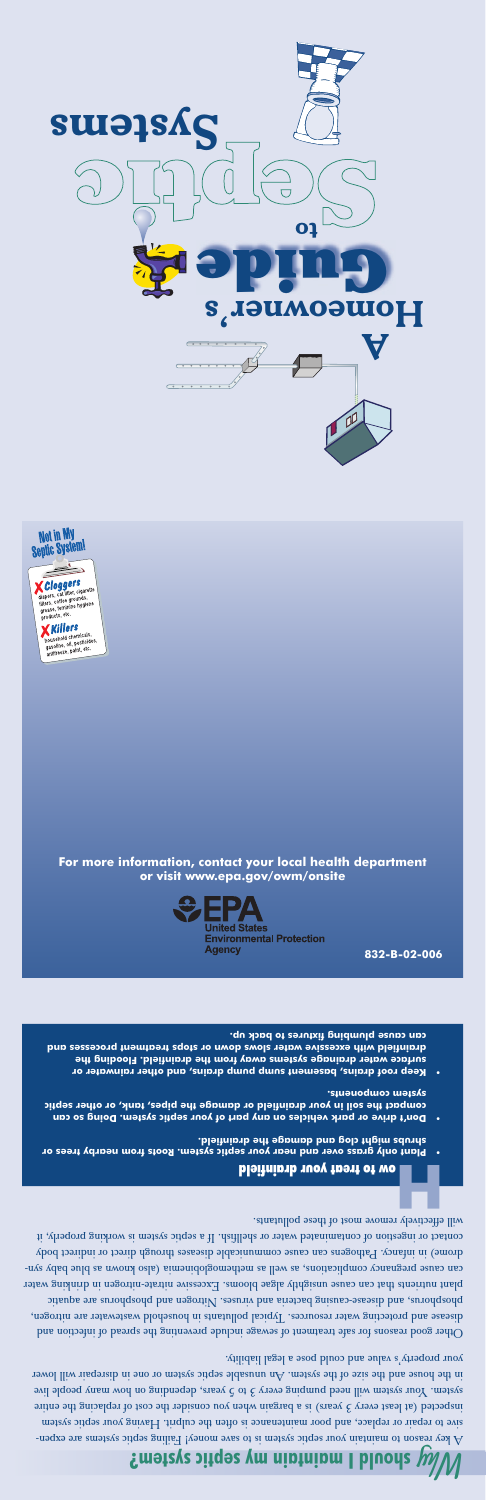# A Homeowner's Guide to Septic Systems

**Not in My Septic System!**

**Cloggers**
diapers, cat litter, cigarette filters, coffee grounds, grease, feminine hygiene products, etc.

**Killers**
household chemicals, gasoline, oil, pesticides, antifreeze, paint, etc.

## Why should I maintain my septic system?

A key reason to maintain your septic system is to save money! Failing septic systems are expensive to repair or replace, and poor maintenance is often the culprit. Having your septic system inspected (at least every 3 years) is a bargain when you consider the cost of replacing the entire system. Your system will need pumping every 3 to 5 years, depending on how many people live in the house and the size of the system. An unusable septic system or one in disrepair will lower your property's value and could pose a legal liability.

Other good reasons for safe treatment of sewage include preventing the spread of infection and disease and protecting water resources. Typical pollutants in household wastewater are nitrogen, phosphorus, and disease-causing bacteria and viruses. Nitrogen and phosphorus are aquatic plant nutrients that can cause unsightly algae blooms. Excessive nitrate-nitrogen in drinking water can cause pregnancy complications, as well as methemoglobinemia (also known as blue baby syndrome) in infancy. Pathogens can cause communicable diseases through direct or indirect body contact or ingestion of contaminated water or shellfish. If a septic system is working properly, it will effectively remove most of these pollutants.

## How to treat your drainfield

- **Plant only grass over and near your septic system. Roots from nearby trees or shrubs might clog and damage the drainfield.**
- **Don't drive or park vehicles on any part of your septic system. Doing so can compact the soil in your drainfield or damage the pipes, tank, or other septic system components.**
- **Keep roof drains, basement sump pump drains, and other rainwater or surface water drainage systems away from the drainfield. Flooding the drainfield with excessive water slows down or stops treatment processes and can cause plumbing fixtures to back up.**

**For more information, contact your local health department or visit www.epa.gov/owm/onsite**

United States Environmental Protection Agency

832-B-02-006